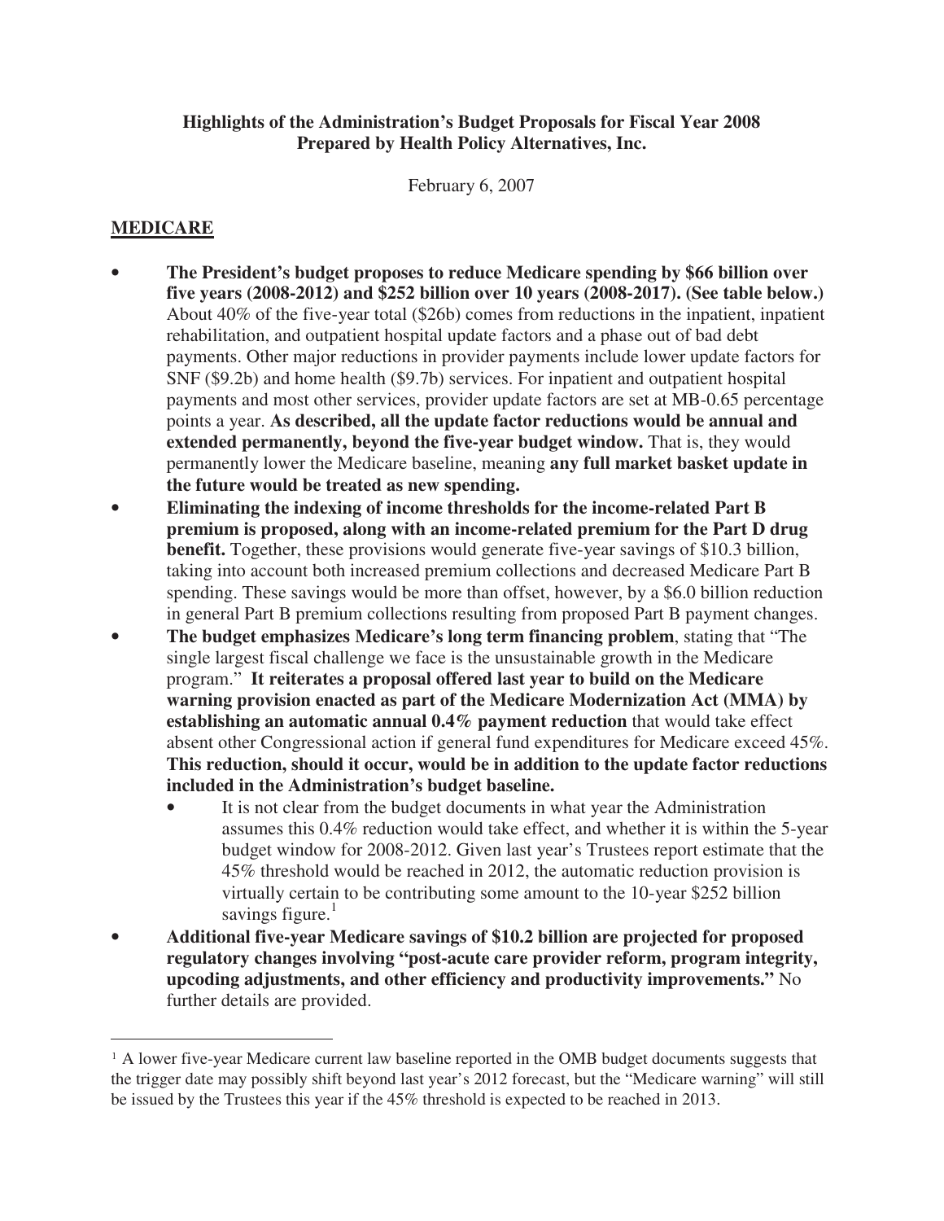**Highlights of the Administration's Budget Proposals for Fiscal Year 2008**
**Prepared by Health Policy Alternatives, Inc.**

February 6, 2007

## MEDICARE

- **The President's budget proposes to reduce Medicare spending by $66 billion over five years (2008-2012) and $252 billion over 10 years (2008-2017). (See table below.)** About 40% of the five-year total ($26b) comes from reductions in the inpatient, inpatient rehabilitation, and outpatient hospital update factors and a phase out of bad debt payments. Other major reductions in provider payments include lower update factors for SNF ($9.2b) and home health ($9.7b) services. For inpatient and outpatient hospital payments and most other services, provider update factors are set at MB-0.65 percentage points a year. **As described, all the update factor reductions would be annual and extended permanently, beyond the five-year budget window.** That is, they would permanently lower the Medicare baseline, meaning **any full market basket update in the future would be treated as new spending.**
- **Eliminating the indexing of income thresholds for the income-related Part B premium is proposed, along with an income-related premium for the Part D drug benefit.** Together, these provisions would generate five-year savings of $10.3 billion, taking into account both increased premium collections and decreased Medicare Part B spending. These savings would be more than offset, however, by a $6.0 billion reduction in general Part B premium collections resulting from proposed Part B payment changes.
- **The budget emphasizes Medicare's long term financing problem**, stating that "The single largest fiscal challenge we face is the unsustainable growth in the Medicare program." **It reiterates a proposal offered last year to build on the Medicare warning provision enacted as part of the Medicare Modernization Act (MMA) by establishing an automatic annual 0.4% payment reduction** that would take effect absent other Congressional action if general fund expenditures for Medicare exceed 45%. **This reduction, should it occur, would be in addition to the update factor reductions included in the Administration's budget baseline.**
  - It is not clear from the budget documents in what year the Administration assumes this 0.4% reduction would take effect, and whether it is within the 5-year budget window for 2008-2012. Given last year's Trustees report estimate that the 45% threshold would be reached in 2012, the automatic reduction provision is virtually certain to be contributing some amount to the 10-year $252 billion savings figure.[1]
- **Additional five-year Medicare savings of $10.2 billion are projected for proposed regulatory changes involving "post-acute care provider reform, program integrity, upcoding adjustments, and other efficiency and productivity improvements."** No further details are provided.

---

[1] A lower five-year Medicare current law baseline reported in the OMB budget documents suggests that the trigger date may possibly shift beyond last year's 2012 forecast, but the "Medicare warning" will still be issued by the Trustees this year if the 45% threshold is expected to be reached in 2013.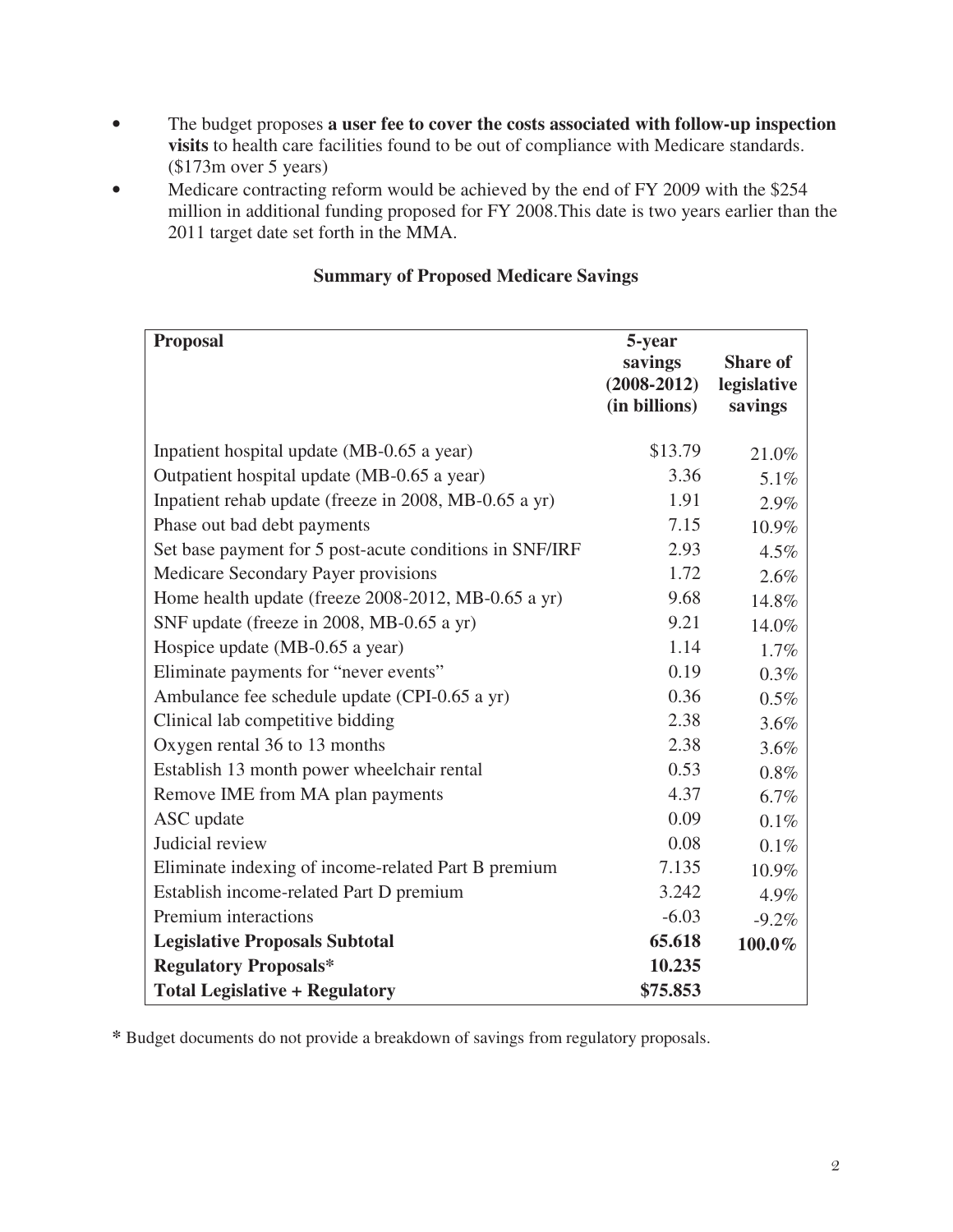- The budget proposes **a user fee to cover the costs associated with follow-up inspection visits** to health care facilities found to be out of compliance with Medicare standards. ($173m over 5 years)
- Medicare contracting reform would be achieved by the end of FY 2009 with the $254 million in additional funding proposed for FY 2008.This date is two years earlier than the 2011 target date set forth in the MMA.

**Summary of Proposed Medicare Savings**

| **Proposal** | **5-year savings (2008-2012) (in billions)** | **Share of legislative savings** |
|---|---|---|
| Inpatient hospital update (MB-0.65 a year) | $13.79 | 21.0% |
| Outpatient hospital update (MB-0.65 a year) | 3.36 | 5.1% |
| Inpatient rehab update (freeze in 2008, MB-0.65 a yr) | 1.91 | 2.9% |
| Phase out bad debt payments | 7.15 | 10.9% |
| Set base payment for 5 post-acute conditions in SNF/IRF | 2.93 | 4.5% |
| Medicare Secondary Payer provisions | 1.72 | 2.6% |
| Home health update (freeze 2008-2012, MB-0.65 a yr) | 9.68 | 14.8% |
| SNF update (freeze in 2008, MB-0.65 a yr) | 9.21 | 14.0% |
| Hospice update (MB-0.65 a year) | 1.14 | 1.7% |
| Eliminate payments for "never events" | 0.19 | 0.3% |
| Ambulance fee schedule update (CPI-0.65 a yr) | 0.36 | 0.5% |
| Clinical lab competitive bidding | 2.38 | 3.6% |
| Oxygen rental 36 to 13 months | 2.38 | 3.6% |
| Establish 13 month power wheelchair rental | 0.53 | 0.8% |
| Remove IME from MA plan payments | 4.37 | 6.7% |
| ASC update | 0.09 | 0.1% |
| Judicial review | 0.08 | 0.1% |
| Eliminate indexing of income-related Part B premium | 7.135 | 10.9% |
| Establish income-related Part D premium | 3.242 | 4.9% |
| Premium interactions | -6.03 | -9.2% |
| **Legislative Proposals Subtotal** | **65.618** | **100.0%** |
| **Regulatory Proposals*** | **10.235** | |
| **Total Legislative + Regulatory** | **$75.853** | |

**\*** Budget documents do not provide a breakdown of savings from regulatory proposals.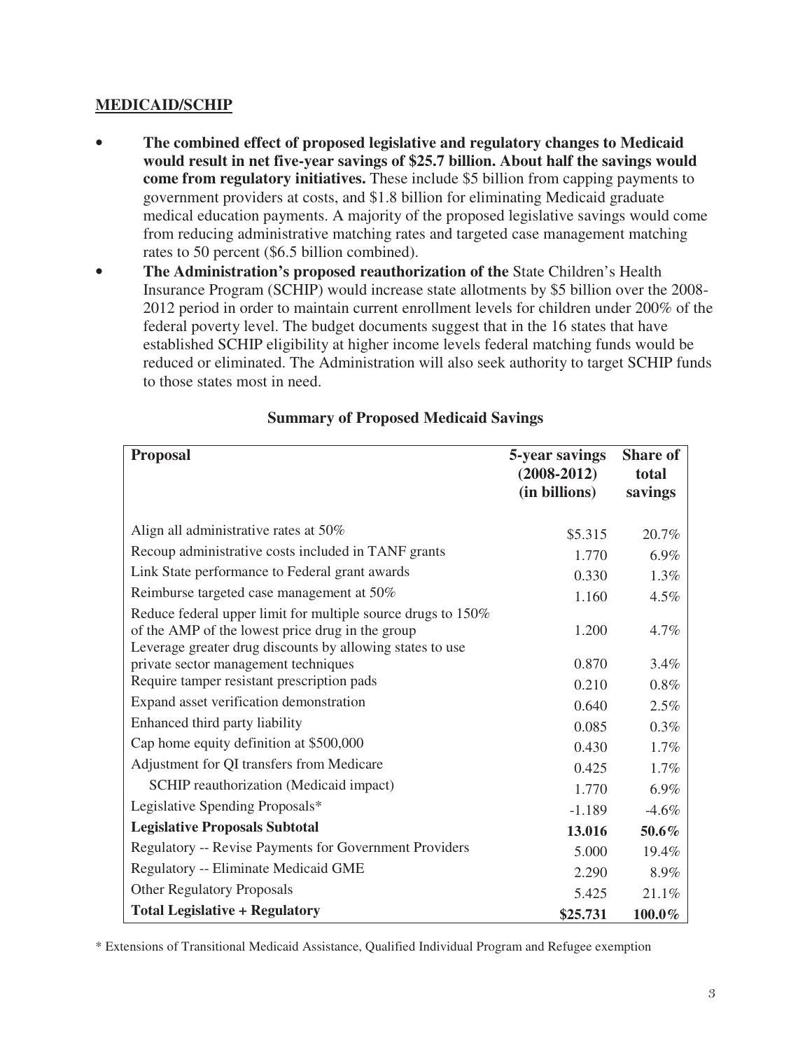## MEDICAID/SCHIP

- **The combined effect of proposed legislative and regulatory changes to Medicaid would result in net five-year savings of $25.7 billion. About half the savings would come from regulatory initiatives.** These include $5 billion from capping payments to government providers at costs, and $1.8 billion for eliminating Medicaid graduate medical education payments. A majority of the proposed legislative savings would come from reducing administrative matching rates and targeted case management matching rates to 50 percent ($6.5 billion combined).
- **The Administration's proposed reauthorization of the** State Children's Health Insurance Program (SCHIP) would increase state allotments by $5 billion over the 2008-2012 period in order to maintain current enrollment levels for children under 200% of the federal poverty level. The budget documents suggest that in the 16 states that have established SCHIP eligibility at higher income levels federal matching funds would be reduced or eliminated. The Administration will also seek authority to target SCHIP funds to those states most in need.

**Summary of Proposed Medicaid Savings**

| **Proposal** | **5-year savings (2008-2012) (in billions)** | **Share of total savings** |
|---|---|---|
| Align all administrative rates at 50% | $5.315 | 20.7% |
| Recoup administrative costs included in TANF grants | 1.770 | 6.9% |
| Link State performance to Federal grant awards | 0.330 | 1.3% |
| Reimburse targeted case management at 50% | 1.160 | 4.5% |
| Reduce federal upper limit for multiple source drugs to 150% of the AMP of the lowest price drug in the group | 1.200 | 4.7% |
| Leverage greater drug discounts by allowing states to use private sector management techniques | 0.870 | 3.4% |
| Require tamper resistant prescription pads | 0.210 | 0.8% |
| Expand asset verification demonstration | 0.640 | 2.5% |
| Enhanced third party liability | 0.085 | 0.3% |
| Cap home equity definition at $500,000 | 0.430 | 1.7% |
| Adjustment for QI transfers from Medicare | 0.425 | 1.7% |
| SCHIP reauthorization (Medicaid impact) | 1.770 | 6.9% |
| Legislative Spending Proposals* | -1.189 | -4.6% |
| **Legislative Proposals Subtotal** | **13.016** | **50.6%** |
| Regulatory -- Revise Payments for Government Providers | 5.000 | 19.4% |
| Regulatory -- Eliminate Medicaid GME | 2.290 | 8.9% |
| Other Regulatory Proposals | 5.425 | 21.1% |
| **Total Legislative + Regulatory** | **$25.731** | **100.0%** |

* Extensions of Transitional Medicaid Assistance, Qualified Individual Program and Refugee exemption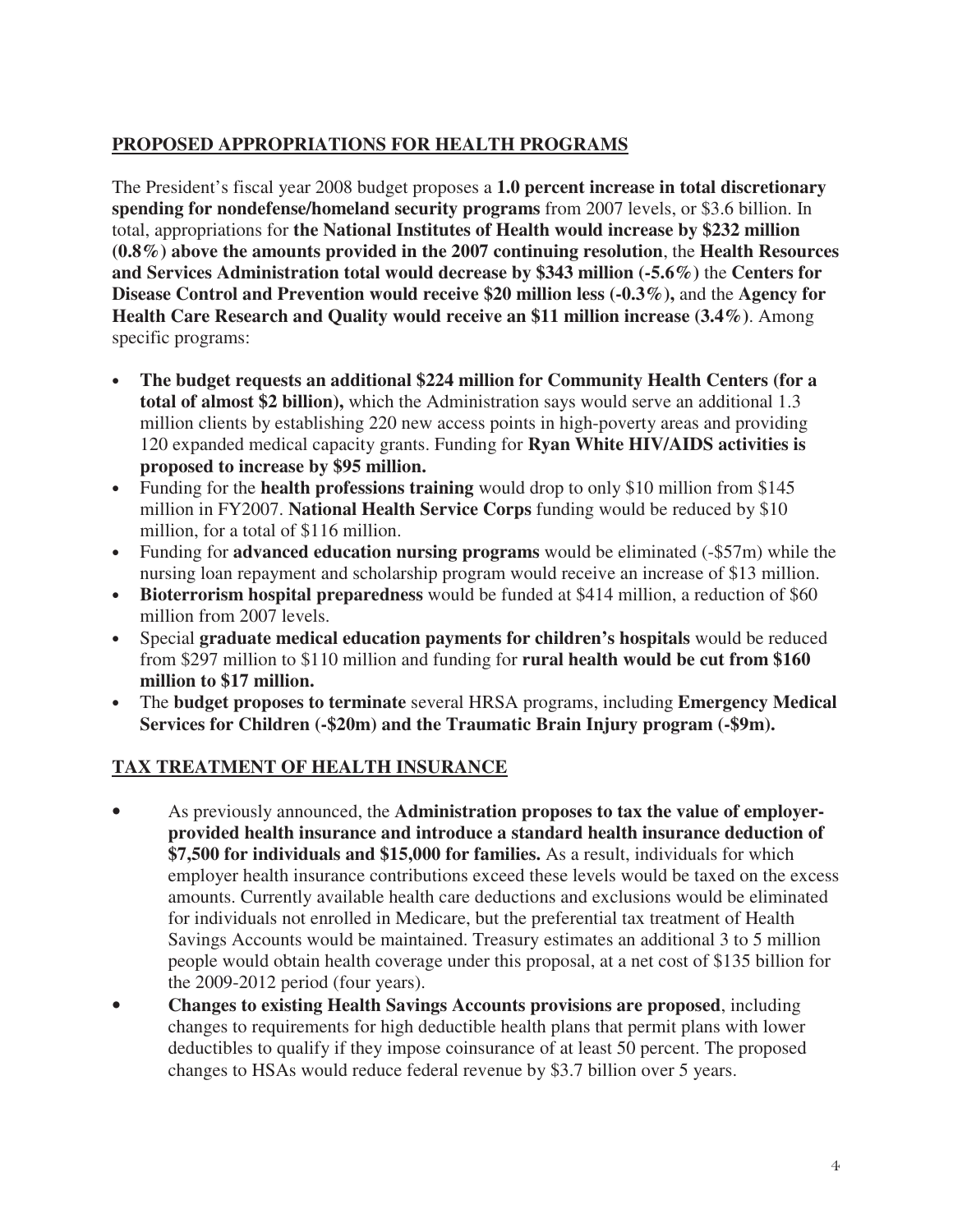## PROPOSED APPROPRIATIONS FOR HEALTH PROGRAMS

The President's fiscal year 2008 budget proposes a **1.0 percent increase in total discretionary spending for nondefense/homeland security programs** from 2007 levels, or $3.6 billion. In total, appropriations for **the National Institutes of Health would increase by $232 million (0.8%) above the amounts provided in the 2007 continuing resolution**, the **Health Resources and Services Administration total would decrease by $343 million (-5.6%)** the **Centers for Disease Control and Prevention would receive $20 million less (-0.3%),** and the **Agency for Health Care Research and Quality would receive an $11 million increase (3.4%)**. Among specific programs:

- **The budget requests an additional $224 million for Community Health Centers (for a total of almost $2 billion),** which the Administration says would serve an additional 1.3 million clients by establishing 220 new access points in high-poverty areas and providing 120 expanded medical capacity grants. Funding for **Ryan White HIV/AIDS activities is proposed to increase by $95 million.**
- Funding for the **health professions training** would drop to only $10 million from $145 million in FY2007. **National Health Service Corps** funding would be reduced by $10 million, for a total of $116 million.
- Funding for **advanced education nursing programs** would be eliminated (-$57m) while the nursing loan repayment and scholarship program would receive an increase of $13 million.
- **Bioterrorism hospital preparedness** would be funded at $414 million, a reduction of $60 million from 2007 levels.
- Special **graduate medical education payments for children's hospitals** would be reduced from $297 million to $110 million and funding for **rural health would be cut from $160 million to $17 million.**
- The **budget proposes to terminate** several HRSA programs, including **Emergency Medical Services for Children (-$20m) and the Traumatic Brain Injury program (-$9m).**

## TAX TREATMENT OF HEALTH INSURANCE

- As previously announced, the **Administration proposes to tax the value of employer-provided health insurance and introduce a standard health insurance deduction of $7,500 for individuals and $15,000 for families.** As a result, individuals for which employer health insurance contributions exceed these levels would be taxed on the excess amounts. Currently available health care deductions and exclusions would be eliminated for individuals not enrolled in Medicare, but the preferential tax treatment of Health Savings Accounts would be maintained. Treasury estimates an additional 3 to 5 million people would obtain health coverage under this proposal, at a net cost of $135 billion for the 2009-2012 period (four years).
- **Changes to existing Health Savings Accounts provisions are proposed**, including changes to requirements for high deductible health plans that permit plans with lower deductibles to qualify if they impose coinsurance of at least 50 percent. The proposed changes to HSAs would reduce federal revenue by $3.7 billion over 5 years.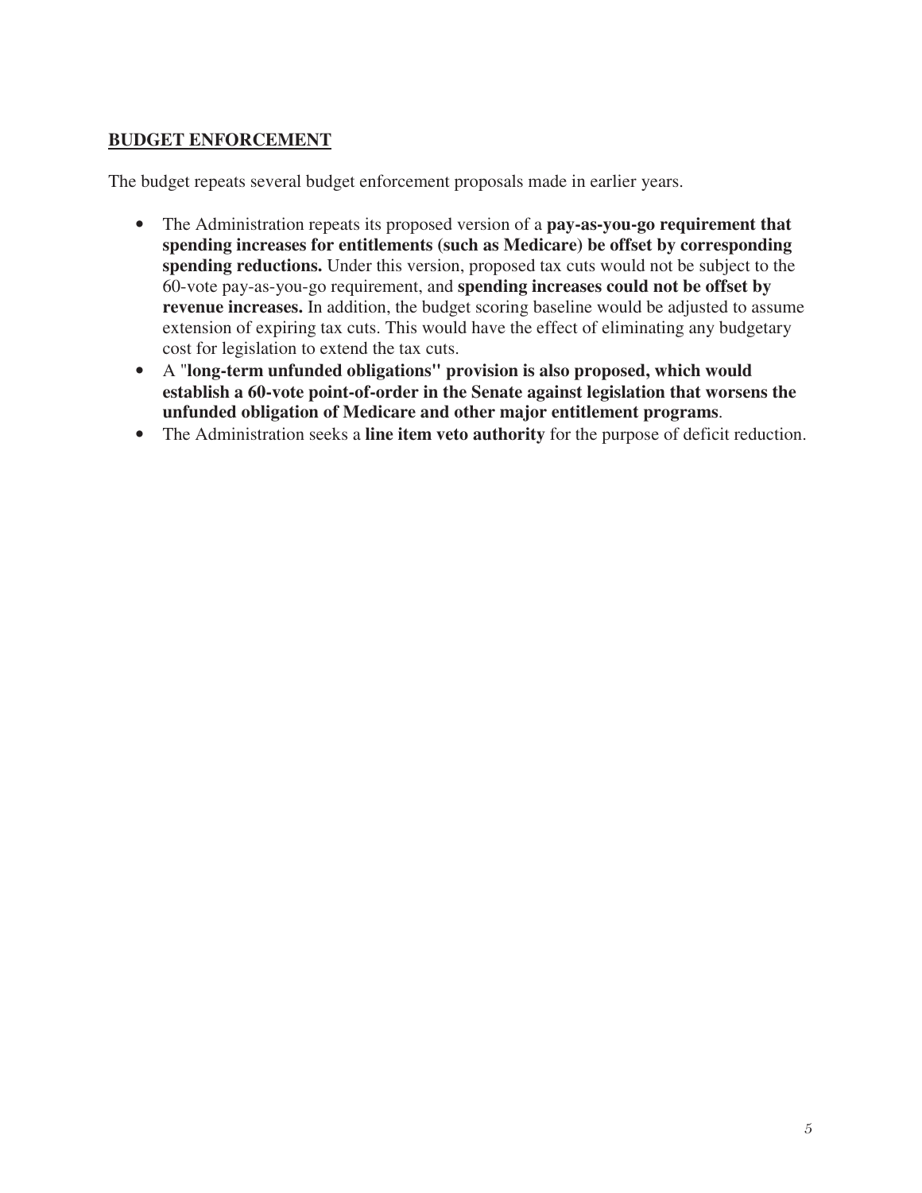## BUDGET ENFORCEMENT

The budget repeats several budget enforcement proposals made in earlier years.

- The Administration repeats its proposed version of a **pay-as-you-go requirement that spending increases for entitlements (such as Medicare) be offset by corresponding spending reductions.** Under this version, proposed tax cuts would not be subject to the 60-vote pay-as-you-go requirement, and **spending increases could not be offset by revenue increases.** In addition, the budget scoring baseline would be adjusted to assume extension of expiring tax cuts. This would have the effect of eliminating any budgetary cost for legislation to extend the tax cuts.
- A "**long-term unfunded obligations" provision is also proposed, which would establish a 60-vote point-of-order in the Senate against legislation that worsens the unfunded obligation of Medicare and other major entitlement programs**.
- The Administration seeks a **line item veto authority** for the purpose of deficit reduction.